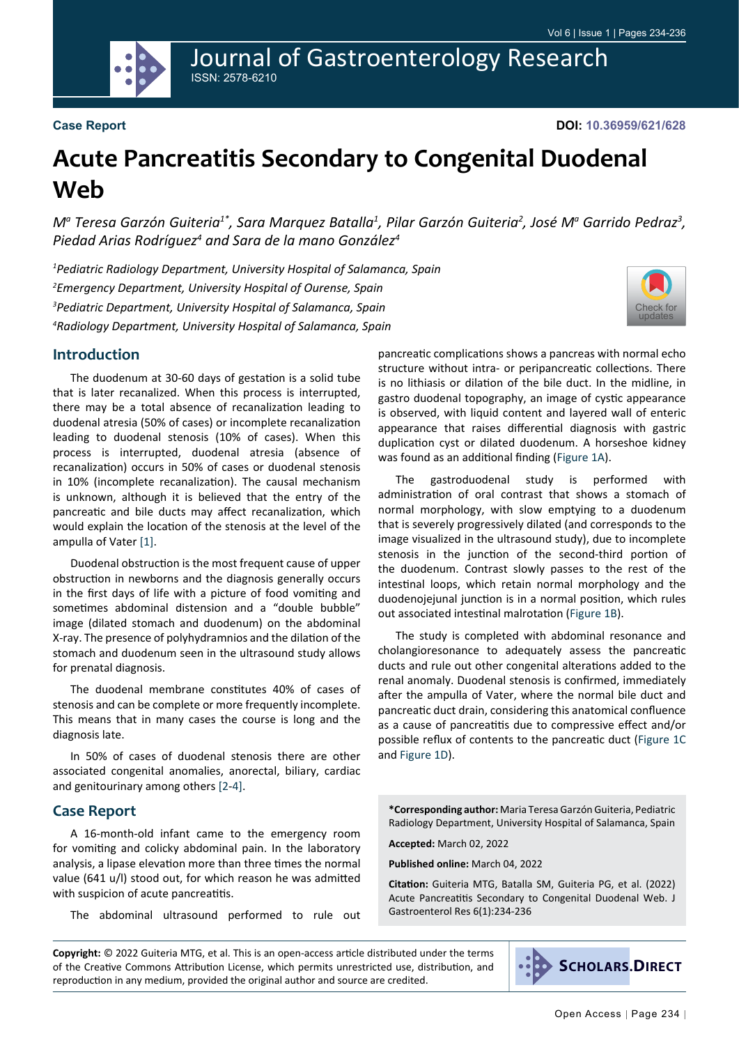Case Report

**DOI: 10.36959/621/628**

# Acute Pancreatitis Secondary to Congenital Duodenal Web

*Mª Teresa Garzón Guiteria[1*], Sara Marquez Batalla[1], Pilar Garzón Guiteria[2], José Mª Garrido Pedraz[3], Piedad Arias Rodríguez[4] and Sara de la mano González[4]*

*[1]Pediatric Radiology Department, University Hospital of Salamanca, Spain*
*[2]Emergency Department, University Hospital of Ourense, Spain*
*[3]Pediatric Department, University Hospital of Salamanca, Spain*
*[4]Radiology Department, University Hospital of Salamanca, Spain*

## Introduction

The duodenum at 30-60 days of gestation is a solid tube that is later recanalized. When this process is interrupted, there may be a total absence of recanalization leading to duodenal atresia (50% of cases) or incomplete recanalization leading to duodenal stenosis (10% of cases). When this process is interrupted, duodenal atresia (absence of recanalization) occurs in 50% of cases or duodenal stenosis in 10% (incomplete recanalization). The causal mechanism is unknown, although it is believed that the entry of the pancreatic and bile ducts may affect recanalization, which would explain the location of the stenosis at the level of the ampulla of Vater [1].

Duodenal obstruction is the most frequent cause of upper obstruction in newborns and the diagnosis generally occurs in the first days of life with a picture of food vomiting and sometimes abdominal distension and a "double bubble" image (dilated stomach and duodenum) on the abdominal X-ray. The presence of polyhydramnios and the dilation of the stomach and duodenum seen in the ultrasound study allows for prenatal diagnosis.

The duodenal membrane constitutes 40% of cases of stenosis and can be complete or more frequently incomplete. This means that in many cases the course is long and the diagnosis late.

In 50% of cases of duodenal stenosis there are other associated congenital anomalies, anorectal, biliary, cardiac and genitourinary among others [2-4].

## Case Report

A 16-month-old infant came to the emergency room for vomiting and colicky abdominal pain. In the laboratory analysis, a lipase elevation more than three times the normal value (641 u/l) stood out, for which reason he was admitted with suspicion of acute pancreatitis.

The abdominal ultrasound performed to rule out pancreatic complications shows a pancreas with normal echo structure without intra- or peripancreatic collections. There is no lithiasis or dilation of the bile duct. In the midline, in gastro duodenal topography, an image of cystic appearance is observed, with liquid content and layered wall of enteric appearance that raises differential diagnosis with gastric duplication cyst or dilated duodenum. A horseshoe kidney was found as an additional finding (Figure 1A).

The gastroduodenal study is performed with administration of oral contrast that shows a stomach of normal morphology, with slow emptying to a duodenum that is severely progressively dilated (and corresponds to the image visualized in the ultrasound study), due to incomplete stenosis in the junction of the second-third portion of the duodenum. Contrast slowly passes to the rest of the intestinal loops, which retain normal morphology and the duodenojejunal junction is in a normal position, which rules out associated intestinal malrotation (Figure 1B).

The study is completed with abdominal resonance and cholangioresonance to adequately assess the pancreatic ducts and rule out other congenital alterations added to the renal anomaly. Duodenal stenosis is confirmed, immediately after the ampulla of Vater, where the normal bile duct and pancreatic duct drain, considering this anatomical confluence as a cause of pancreatitis due to compressive effect and/or possible reflux of contents to the pancreatic duct (Figure 1C and Figure 1D).

**\*Corresponding author:** Maria Teresa Garzón Guiteria, Pediatric Radiology Department, University Hospital of Salamanca, Spain

**Accepted:** March 02, 2022

**Published online:** March 04, 2022

**Citation:** Guiteria MTG, Batalla SM, Guiteria PG, et al. (2022) Acute Pancreatitis Secondary to Congenital Duodenal Web. J Gastroenterol Res 6(1):234-236

**Copyright:** © 2022 Guiteria MTG, et al. This is an open-access article distributed under the terms of the Creative Commons Attribution License, which permits unrestricted use, distribution, and reproduction in any medium, provided the original author and source are credited.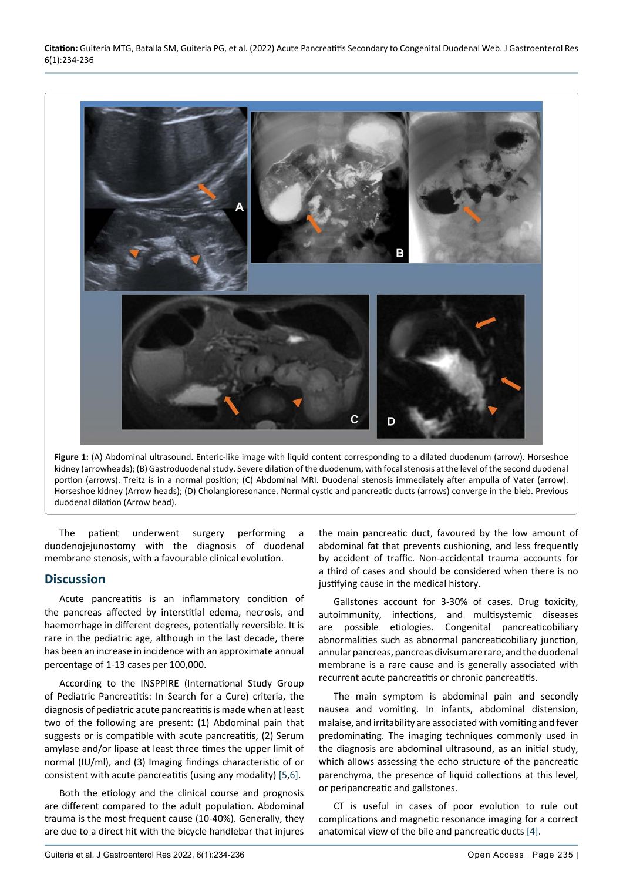**Figure 1:** (A) Abdominal ultrasound. Enteric-like image with liquid content corresponding to a dilated duodenum (arrow). Horseshoe kidney (arrowheads); (B) Gastroduodenal study. Severe dilation of the duodenum, with focal stenosis at the level of the second duodenal portion (arrows). Treitz is in a normal position; (C) Abdominal MRI. Duodenal stenosis immediately after ampulla of Vater (arrow). Horseshoe kidney (Arrow heads); (D) Cholangioresonance. Normal cystic and pancreatic ducts (arrows) converge in the bleb. Previous duodenal dilation (Arrow head).

The patient underwent surgery performing a duodenojejunostomy with the diagnosis of duodenal membrane stenosis, with a favourable clinical evolution.

## Discussion

Acute pancreatitis is an inflammatory condition of the pancreas affected by interstitial edema, necrosis, and haemorrhage in different degrees, potentially reversible. It is rare in the pediatric age, although in the last decade, there has been an increase in incidence with an approximate annual percentage of 1-13 cases per 100,000.

According to the INSPPIRE (International Study Group of Pediatric Pancreatitis: In Search for a Cure) criteria, the diagnosis of pediatric acute pancreatitis is made when at least two of the following are present: (1) Abdominal pain that suggests or is compatible with acute pancreatitis, (2) Serum amylase and/or lipase at least three times the upper limit of normal (IU/ml), and (3) Imaging findings characteristic of or consistent with acute pancreatitis (using any modality) [5,6].

Both the etiology and the clinical course and prognosis are different compared to the adult population. Abdominal trauma is the most frequent cause (10-40%). Generally, they are due to a direct hit with the bicycle handlebar that injures the main pancreatic duct, favoured by the low amount of abdominal fat that prevents cushioning, and less frequently by accident of traffic. Non-accidental trauma accounts for a third of cases and should be considered when there is no justifying cause in the medical history.

Gallstones account for 3-30% of cases. Drug toxicity, autoimmunity, infections, and multisystemic diseases are possible etiologies. Congenital pancreaticobiliary abnormalities such as abnormal pancreaticobiliary junction, annular pancreas, pancreas divisum are rare, and the duodenal membrane is a rare cause and is generally associated with recurrent acute pancreatitis or chronic pancreatitis.

The main symptom is abdominal pain and secondly nausea and vomiting. In infants, abdominal distension, malaise, and irritability are associated with vomiting and fever predominating. The imaging techniques commonly used in the diagnosis are abdominal ultrasound, as an initial study, which allows assessing the echo structure of the pancreatic parenchyma, the presence of liquid collections at this level, or peripancreatic and gallstones.

CT is useful in cases of poor evolution to rule out complications and magnetic resonance imaging for a correct anatomical view of the bile and pancreatic ducts [4].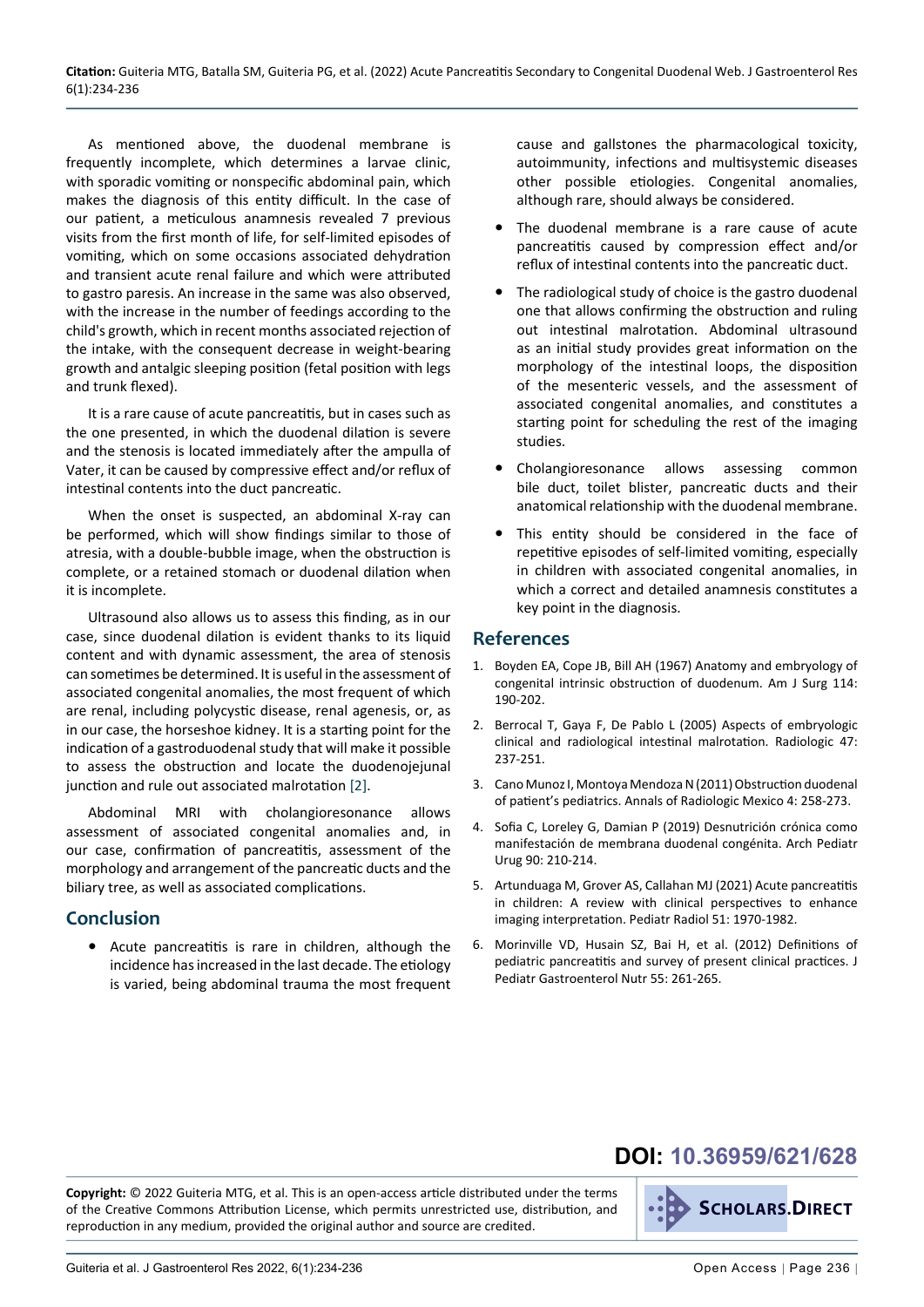As mentioned above, the duodenal membrane is frequently incomplete, which determines a larvae clinic, with sporadic vomiting or nonspecific abdominal pain, which makes the diagnosis of this entity difficult. In the case of our patient, a meticulous anamnesis revealed 7 previous visits from the first month of life, for self-limited episodes of vomiting, which on some occasions associated dehydration and transient acute renal failure and which were attributed to gastro paresis. An increase in the same was also observed, with the increase in the number of feedings according to the child's growth, which in recent months associated rejection of the intake, with the consequent decrease in weight-bearing growth and antalgic sleeping position (fetal position with legs and trunk flexed).

It is a rare cause of acute pancreatitis, but in cases such as the one presented, in which the duodenal dilation is severe and the stenosis is located immediately after the ampulla of Vater, it can be caused by compressive effect and/or reflux of intestinal contents into the duct pancreatic.

When the onset is suspected, an abdominal X-ray can be performed, which will show findings similar to those of atresia, with a double-bubble image, when the obstruction is complete, or a retained stomach or duodenal dilation when it is incomplete.

Ultrasound also allows us to assess this finding, as in our case, since duodenal dilation is evident thanks to its liquid content and with dynamic assessment, the area of stenosis can sometimes be determined. It is useful in the assessment of associated congenital anomalies, the most frequent of which are renal, including polycystic disease, renal agenesis, or, as in our case, the horseshoe kidney. It is a starting point for the indication of a gastroduodenal study that will make it possible to assess the obstruction and locate the duodenojejunal junction and rule out associated malrotation [2].

Abdominal MRI with cholangioresonance allows assessment of associated congenital anomalies and, in our case, confirmation of pancreatitis, assessment of the morphology and arrangement of the pancreatic ducts and the biliary tree, as well as associated complications.

## Conclusion

- Acute pancreatitis is rare in children, although the incidence has increased in the last decade. The etiology is varied, being abdominal trauma the most frequent cause and gallstones the pharmacological toxicity, autoimmunity, infections and multisystemic diseases other possible etiologies. Congenital anomalies, although rare, should always be considered.
- The duodenal membrane is a rare cause of acute pancreatitis caused by compression effect and/or reflux of intestinal contents into the pancreatic duct.
- The radiological study of choice is the gastro duodenal one that allows confirming the obstruction and ruling out intestinal malrotation. Abdominal ultrasound as an initial study provides great information on the morphology of the intestinal loops, the disposition of the mesenteric vessels, and the assessment of associated congenital anomalies, and constitutes a starting point for scheduling the rest of the imaging studies.
- Cholangioresonance allows assessing common bile duct, toilet blister, pancreatic ducts and their anatomical relationship with the duodenal membrane.
- This entity should be considered in the face of repetitive episodes of self-limited vomiting, especially in children with associated congenital anomalies, in which a correct and detailed anamnesis constitutes a key point in the diagnosis.

## References

1. Boyden EA, Cope JB, Bill AH (1967) Anatomy and embryology of congenital intrinsic obstruction of duodenum. Am J Surg 114: 190-202.
2. Berrocal T, Gaya F, De Pablo L (2005) Aspects of embryologic clinical and radiological intestinal malrotation. Radiologic 47: 237-251.
3. Cano Munoz I, Montoya Mendoza N (2011) Obstruction duodenal of patient's pediatrics. Annals of Radiologic Mexico 4: 258-273.
4. Sofia C, Loreley G, Damian P (2019) Desnutrición crónica como manifestación de membrana duodenal congénita. Arch Pediatr Urug 90: 210-214.
5. Artunduaga M, Grover AS, Callahan MJ (2021) Acute pancreatitis in children: A review with clinical perspectives to enhance imaging interpretation. Pediatr Radiol 51: 1970-1982.
6. Morinville VD, Husain SZ, Bai H, et al. (2012) Definitions of pediatric pancreatitis and survey of present clinical practices. J Pediatr Gastroenterol Nutr 55: 261-265.

**DOI: 10.36959/621/628**

**Copyright:** © 2022 Guiteria MTG, et al. This is an open-access article distributed under the terms of the Creative Commons Attribution License, which permits unrestricted use, distribution, and reproduction in any medium, provided the original author and source are credited.